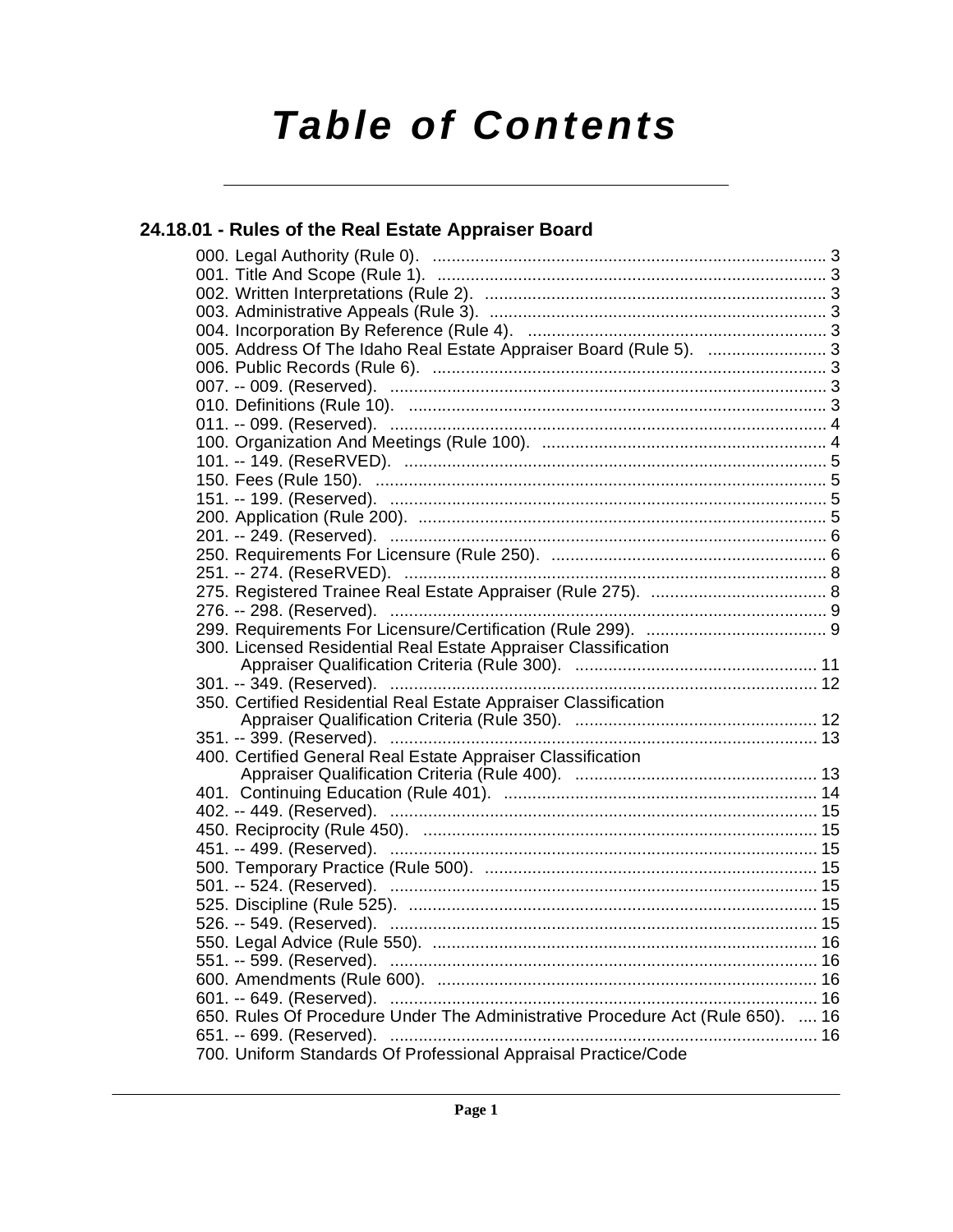# Table of Contents

## 24.18.01 - Rules of the Real Estate Appraiser Board

000. Legal Authority (Rule 0). .......... 3
001. Title And Scope (Rule 1). .......... 3
002. Written Interpretations (Rule 2). .......... 3
003. Administrative Appeals (Rule 3). .......... 3
004. Incorporation By Reference (Rule 4). .......... 3
005. Address Of The Idaho Real Estate Appraiser Board (Rule 5). .......... 3
006. Public Records (Rule 6). .......... 3
007. -- 009. (Reserved). .......... 3
010. Definitions (Rule 10). .......... 3
011. -- 099. (Reserved). .......... 4
100. Organization And Meetings (Rule 100). .......... 4
101. -- 149. (ReseRVED). .......... 5
150. Fees (Rule 150). .......... 5
151. -- 199. (Reserved). .......... 5
200. Application (Rule 200). .......... 5
201. -- 249. (Reserved). .......... 6
250. Requirements For Licensure (Rule 250). .......... 6
251. -- 274. (ReseRVED). .......... 8
275. Registered Trainee Real Estate Appraiser (Rule 275). .......... 8
276. -- 298. (Reserved). .......... 9
299. Requirements For Licensure/Certification (Rule 299). .......... 9
300. Licensed Residential Real Estate Appraiser Classification Appraiser Qualification Criteria (Rule 300). .......... 11
301. -- 349. (Reserved). .......... 12
350. Certified Residential Real Estate Appraiser Classification Appraiser Qualification Criteria (Rule 350). .......... 12
351. -- 399. (Reserved). .......... 13
400. Certified General Real Estate Appraiser Classification Appraiser Qualification Criteria (Rule 400). .......... 13
401. Continuing Education (Rule 401). .......... 14
402. -- 449. (Reserved). .......... 15
450. Reciprocity (Rule 450). .......... 15
451. -- 499. (Reserved). .......... 15
500. Temporary Practice (Rule 500). .......... 15
501. -- 524. (Reserved). .......... 15
525. Discipline (Rule 525). .......... 15
526. -- 549. (Reserved). .......... 15
550. Legal Advice (Rule 550). .......... 16
551. -- 599. (Reserved). .......... 16
600. Amendments (Rule 600). .......... 16
601. -- 649. (Reserved). .......... 16
650. Rules Of Procedure Under The Administrative Procedure Act (Rule 650). .......... 16
651. -- 699. (Reserved). .......... 16
700. Uniform Standards Of Professional Appraisal Practice/Code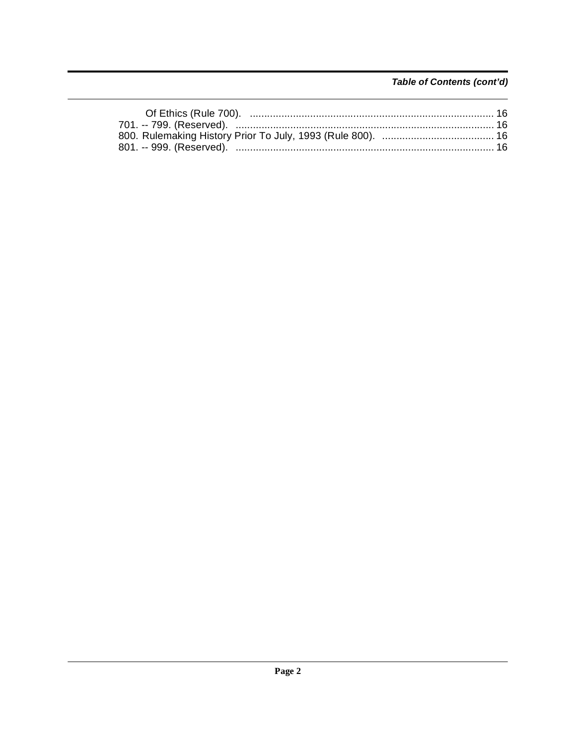*Table of Contents (cont'd)*

Of Ethics (Rule 700). ..................................................................................... 16
701. -- 799. (Reserved). .......................................................................................... 16
800. Rulemaking History Prior To July, 1993 (Rule 800). ....................................... 16
801. -- 999. (Reserved). .......................................................................................... 16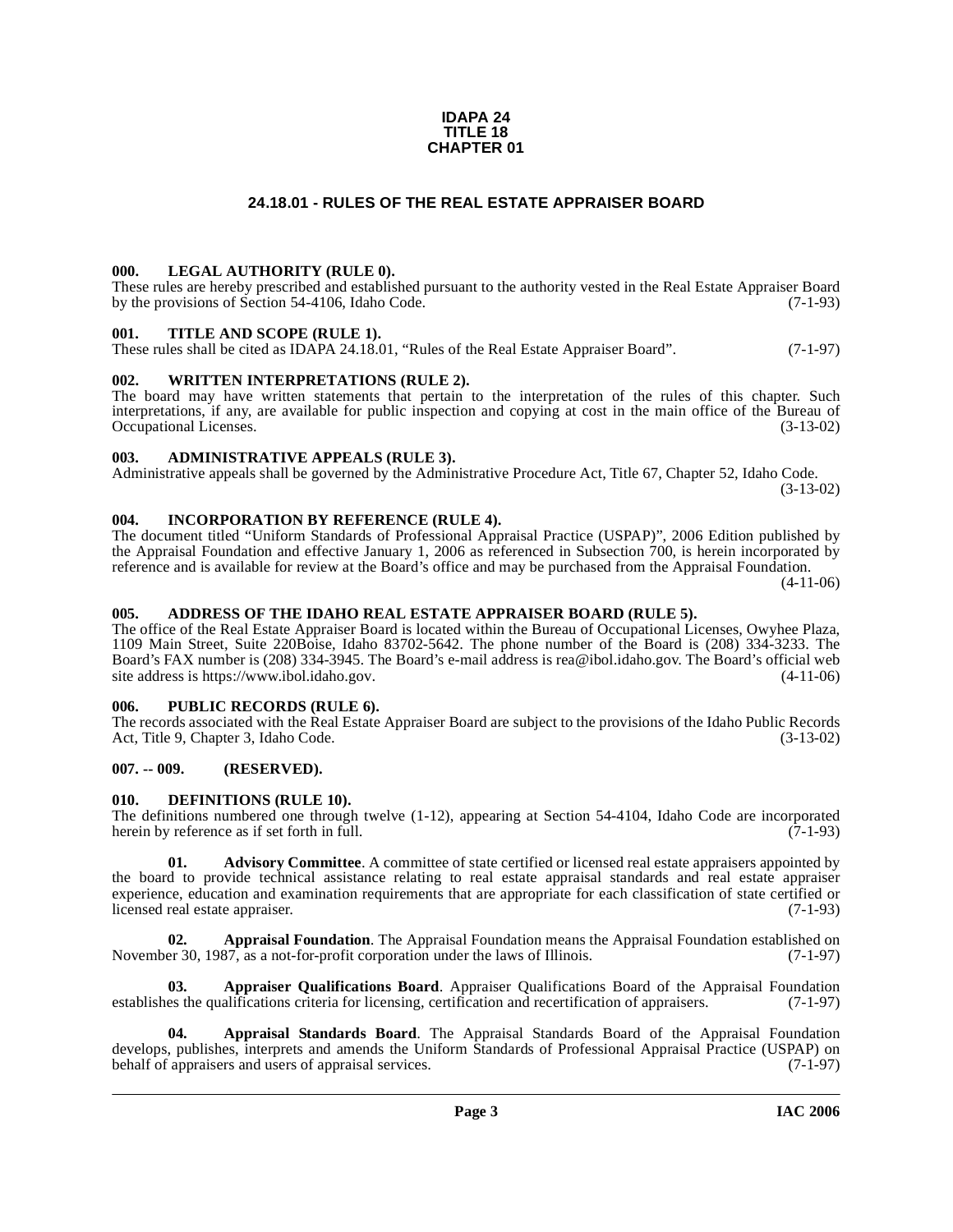**IDAPA 24**
**TITLE 18**
**CHAPTER 01**

# 24.18.01 - RULES OF THE REAL ESTATE APPRAISER BOARD

### 000. LEGAL AUTHORITY (RULE 0).

These rules are hereby prescribed and established pursuant to the authority vested in the Real Estate Appraiser Board by the provisions of Section 54-4106, Idaho Code. (7-1-93)

### 001. TITLE AND SCOPE (RULE 1).

These rules shall be cited as IDAPA 24.18.01, "Rules of the Real Estate Appraiser Board". (7-1-97)

### 002. WRITTEN INTERPRETATIONS (RULE 2).

The board may have written statements that pertain to the interpretation of the rules of this chapter. Such interpretations, if any, are available for public inspection and copying at cost in the main office of the Bureau of Occupational Licenses. (3-13-02)

### 003. ADMINISTRATIVE APPEALS (RULE 3).

Administrative appeals shall be governed by the Administrative Procedure Act, Title 67, Chapter 52, Idaho Code. (3-13-02)

### 004. INCORPORATION BY REFERENCE (RULE 4).

The document titled "Uniform Standards of Professional Appraisal Practice (USPAP)", 2006 Edition published by the Appraisal Foundation and effective January 1, 2006 as referenced in Subsection 700, is herein incorporated by reference and is available for review at the Board's office and may be purchased from the Appraisal Foundation. (4-11-06)

### 005. ADDRESS OF THE IDAHO REAL ESTATE APPRAISER BOARD (RULE 5).

The office of the Real Estate Appraiser Board is located within the Bureau of Occupational Licenses, Owyhee Plaza, 1109 Main Street, Suite 220Boise, Idaho 83702-5642. The phone number of the Board is (208) 334-3233. The Board's FAX number is (208) 334-3945. The Board's e-mail address is rea@ibol.idaho.gov. The Board's official web site address is https://www.ibol.idaho.gov. (4-11-06)

### 006. PUBLIC RECORDS (RULE 6).

The records associated with the Real Estate Appraiser Board are subject to the provisions of the Idaho Public Records Act, Title 9, Chapter 3, Idaho Code. (3-13-02)

### 007. -- 009. (RESERVED).

### 010. DEFINITIONS (RULE 10).

The definitions numbered one through twelve (1-12), appearing at Section 54-4104, Idaho Code are incorporated herein by reference as if set forth in full. (7-1-93)

**01. Advisory Committee**. A committee of state certified or licensed real estate appraisers appointed by the board to provide technical assistance relating to real estate appraisal standards and real estate appraiser experience, education and examination requirements that are appropriate for each classification of state certified or licensed real estate appraiser. (7-1-93)

**02. Appraisal Foundation**. The Appraisal Foundation means the Appraisal Foundation established on November 30, 1987, as a not-for-profit corporation under the laws of Illinois. (7-1-97)

**03. Appraiser Qualifications Board**. Appraiser Qualifications Board of the Appraisal Foundation establishes the qualifications criteria for licensing, certification and recertification of appraisers. (7-1-97)

**04. Appraisal Standards Board**. The Appraisal Standards Board of the Appraisal Foundation develops, publishes, interprets and amends the Uniform Standards of Professional Appraisal Practice (USPAP) on behalf of appraisers and users of appraisal services. (7-1-97)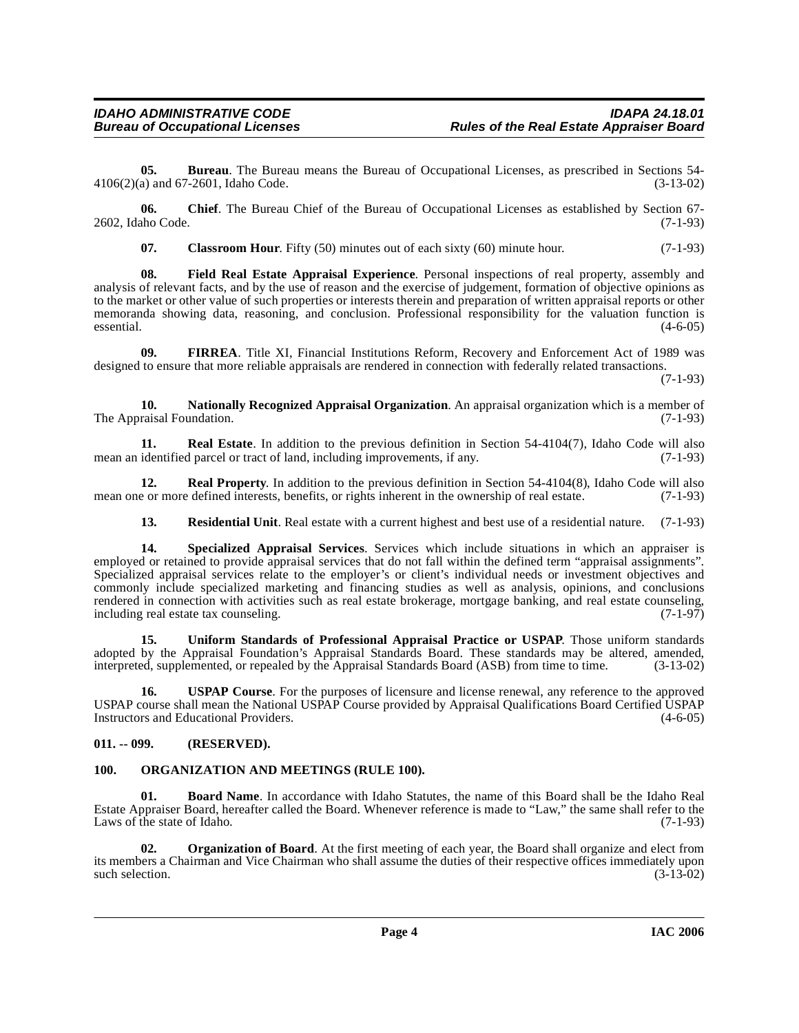**05. Bureau**. The Bureau means the Bureau of Occupational Licenses, as prescribed in Sections 54-4106(2)(a) and 67-2601, Idaho Code. (3-13-02)

**06. Chief**. The Bureau Chief of the Bureau of Occupational Licenses as established by Section 67-2602, Idaho Code. (7-1-93)

**07. Classroom Hour**. Fifty (50) minutes out of each sixty (60) minute hour. (7-1-93)

**08. Field Real Estate Appraisal Experience**. Personal inspections of real property, assembly and analysis of relevant facts, and by the use of reason and the exercise of judgement, formation of objective opinions as to the market or other value of such properties or interests therein and preparation of written appraisal reports or other memoranda showing data, reasoning, and conclusion. Professional responsibility for the valuation function is essential. (4-6-05)

**09. FIRREA**. Title XI, Financial Institutions Reform, Recovery and Enforcement Act of 1989 was designed to ensure that more reliable appraisals are rendered in connection with federally related transactions. (7-1-93)

**10. Nationally Recognized Appraisal Organization**. An appraisal organization which is a member of The Appraisal Foundation. (7-1-93)

**11. Real Estate**. In addition to the previous definition in Section 54-4104(7), Idaho Code will also mean an identified parcel or tract of land, including improvements, if any. (7-1-93)

**12. Real Property**. In addition to the previous definition in Section 54-4104(8), Idaho Code will also mean one or more defined interests, benefits, or rights inherent in the ownership of real estate. (7-1-93)

**13. Residential Unit**. Real estate with a current highest and best use of a residential nature. (7-1-93)

**14. Specialized Appraisal Services**. Services which include situations in which an appraiser is employed or retained to provide appraisal services that do not fall within the defined term "appraisal assignments". Specialized appraisal services relate to the employer's or client's individual needs or investment objectives and commonly include specialized marketing and financing studies as well as analysis, opinions, and conclusions rendered in connection with activities such as real estate brokerage, mortgage banking, and real estate counseling, including real estate tax counseling. (7-1-97)

**15. Uniform Standards of Professional Appraisal Practice or USPAP**. Those uniform standards adopted by the Appraisal Foundation's Appraisal Standards Board. These standards may be altered, amended, interpreted, supplemented, or repealed by the Appraisal Standards Board (ASB) from time to time. (3-13-02)

**16. USPAP Course**. For the purposes of licensure and license renewal, any reference to the approved USPAP course shall mean the National USPAP Course provided by Appraisal Qualifications Board Certified USPAP Instructors and Educational Providers. (4-6-05)

## 011. -- 099. (RESERVED).

## 100. ORGANIZATION AND MEETINGS (RULE 100).

**01. Board Name**. In accordance with Idaho Statutes, the name of this Board shall be the Idaho Real Estate Appraiser Board, hereafter called the Board. Whenever reference is made to "Law," the same shall refer to the Laws of the state of Idaho. (7-1-93)

**02. Organization of Board**. At the first meeting of each year, the Board shall organize and elect from its members a Chairman and Vice Chairman who shall assume the duties of their respective offices immediately upon such selection. (3-13-02)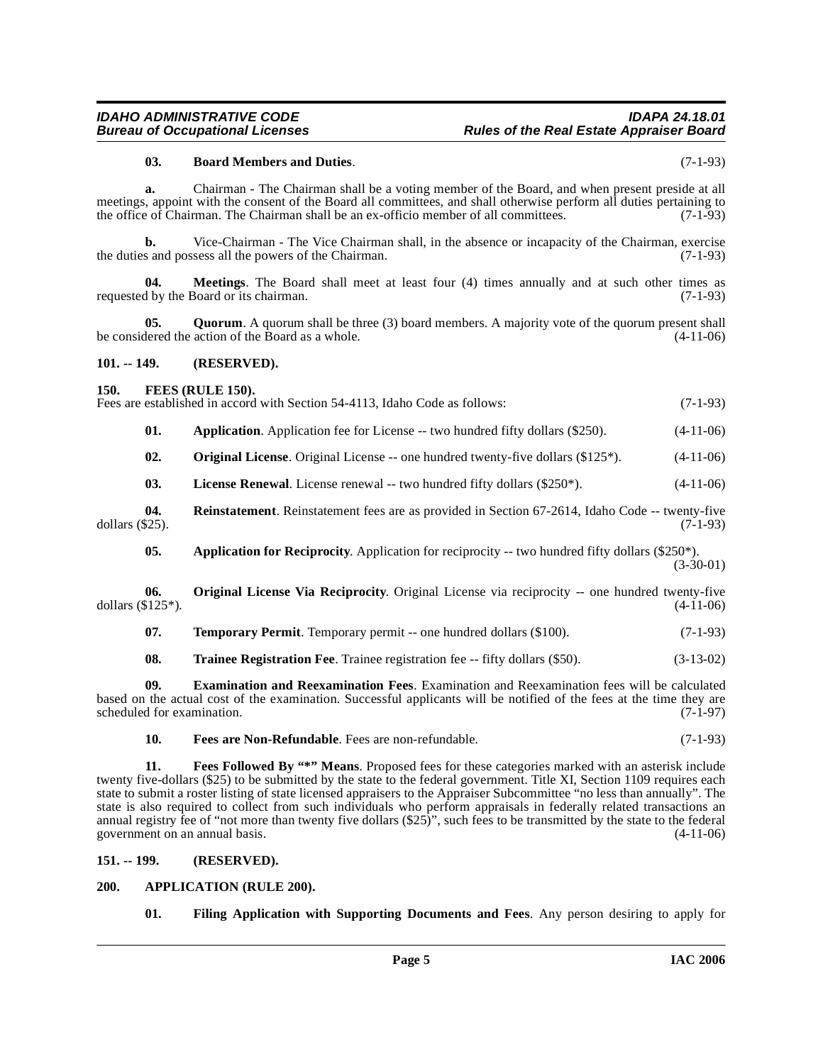**03. Board Members and Duties**. (7-1-93)

**a.** Chairman - The Chairman shall be a voting member of the Board, and when present preside at all meetings, appoint with the consent of the Board all committees, and shall otherwise perform all duties pertaining to the office of Chairman. The Chairman shall be an ex-officio member of all committees. (7-1-93)

**b.** Vice-Chairman - The Vice Chairman shall, in the absence or incapacity of the Chairman, exercise the duties and possess all the powers of the Chairman. (7-1-93)

**04. Meetings**. The Board shall meet at least four (4) times annually and at such other times as requested by the Board or its chairman. (7-1-93)

**05. Quorum**. A quorum shall be three (3) board members. A majority vote of the quorum present shall be considered the action of the Board as a whole. (4-11-06)

## 101. -- 149. (RESERVED).

## 150. FEES (RULE 150).

Fees are established in accord with Section 54-4113, Idaho Code as follows: (7-1-93)

**01. Application**. Application fee for License -- two hundred fifty dollars ($250). (4-11-06)

**02. Original License**. Original License -- one hundred twenty-five dollars ($125*). (4-11-06)

**03. License Renewal**. License renewal -- two hundred fifty dollars ($250*). (4-11-06)

**04. Reinstatement**. Reinstatement fees are as provided in Section 67-2614, Idaho Code -- twenty-five dollars ($25). (7-1-93)

**05. Application for Reciprocity**. Application for reciprocity -- two hundred fifty dollars ($250*). (3-30-01)

**06. Original License Via Reciprocity**. Original License via reciprocity -- one hundred twenty-five dollars ($125*). (4-11-06)

**07. Temporary Permit**. Temporary permit -- one hundred dollars ($100). (7-1-93)

**08. Trainee Registration Fee**. Trainee registration fee -- fifty dollars ($50). (3-13-02)

**09. Examination and Reexamination Fees**. Examination and Reexamination fees will be calculated based on the actual cost of the examination. Successful applicants will be notified of the fees at the time they are scheduled for examination. (7-1-97)

**10. Fees are Non-Refundable**. Fees are non-refundable. (7-1-93)

**11. Fees Followed By "*" Means**. Proposed fees for these categories marked with an asterisk include twenty five-dollars ($25) to be submitted by the state to the federal government. Title XI, Section 1109 requires each state to submit a roster listing of state licensed appraisers to the Appraiser Subcommittee "no less than annually". The state is also required to collect from such individuals who perform appraisals in federally related transactions an annual registry fee of "not more than twenty five dollars ($25)", such fees to be transmitted by the state to the federal government on an annual basis. (4-11-06)

## 151. -- 199. (RESERVED).

## 200. APPLICATION (RULE 200).

**01. Filing Application with Supporting Documents and Fees**. Any person desiring to apply for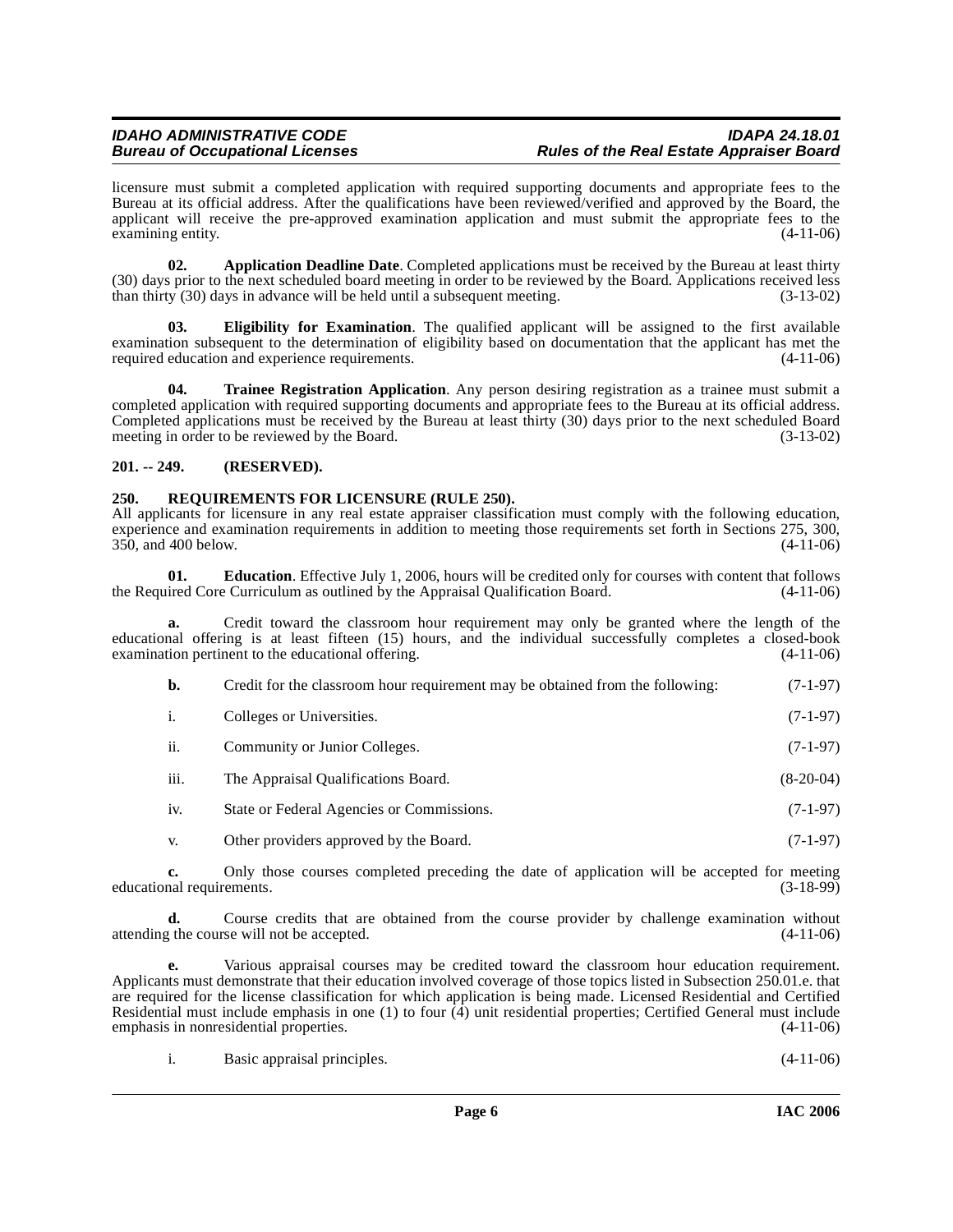licensure must submit a completed application with required supporting documents and appropriate fees to the Bureau at its official address. After the qualifications have been reviewed/verified and approved by the Board, the applicant will receive the pre-approved examination application and must submit the appropriate fees to the examining entity. (4-11-06)

**02. Application Deadline Date**. Completed applications must be received by the Bureau at least thirty (30) days prior to the next scheduled board meeting in order to be reviewed by the Board. Applications received less than thirty (30) days in advance will be held until a subsequent meeting. (3-13-02)

**03. Eligibility for Examination**. The qualified applicant will be assigned to the first available examination subsequent to the determination of eligibility based on documentation that the applicant has met the required education and experience requirements. (4-11-06)

**04. Trainee Registration Application**. Any person desiring registration as a trainee must submit a completed application with required supporting documents and appropriate fees to the Bureau at its official address. Completed applications must be received by the Bureau at least thirty (30) days prior to the next scheduled Board meeting in order to be reviewed by the Board. (3-13-02)

## 201. -- 249. (RESERVED).

## 250. REQUIREMENTS FOR LICENSURE (RULE 250).

All applicants for licensure in any real estate appraiser classification must comply with the following education, experience and examination requirements in addition to meeting those requirements set forth in Sections 275, 300, 350, and 400 below. (4-11-06)

**01. Education**. Effective July 1, 2006, hours will be credited only for courses with content that follows the Required Core Curriculum as outlined by the Appraisal Qualification Board. (4-11-06)

**a.** Credit toward the classroom hour requirement may only be granted where the length of the educational offering is at least fifteen (15) hours, and the individual successfully completes a closed-book examination pertinent to the educational offering. (4-11-06)

**b.** Credit for the classroom hour requirement may be obtained from the following: (7-1-97)

i. Colleges or Universities. (7-1-97)

ii. Community or Junior Colleges. (7-1-97)

iii. The Appraisal Qualifications Board. (8-20-04)

iv. State or Federal Agencies or Commissions. (7-1-97)

v. Other providers approved by the Board. (7-1-97)

**c.** Only those courses completed preceding the date of application will be accepted for meeting educational requirements. (3-18-99)

**d.** Course credits that are obtained from the course provider by challenge examination without attending the course will not be accepted. (4-11-06)

**e.** Various appraisal courses may be credited toward the classroom hour education requirement. Applicants must demonstrate that their education involved coverage of those topics listed in Subsection 250.01.e. that are required for the license classification for which application is being made. Licensed Residential and Certified Residential must include emphasis in one (1) to four (4) unit residential properties; Certified General must include emphasis in nonresidential properties. (4-11-06)

i. Basic appraisal principles. (4-11-06)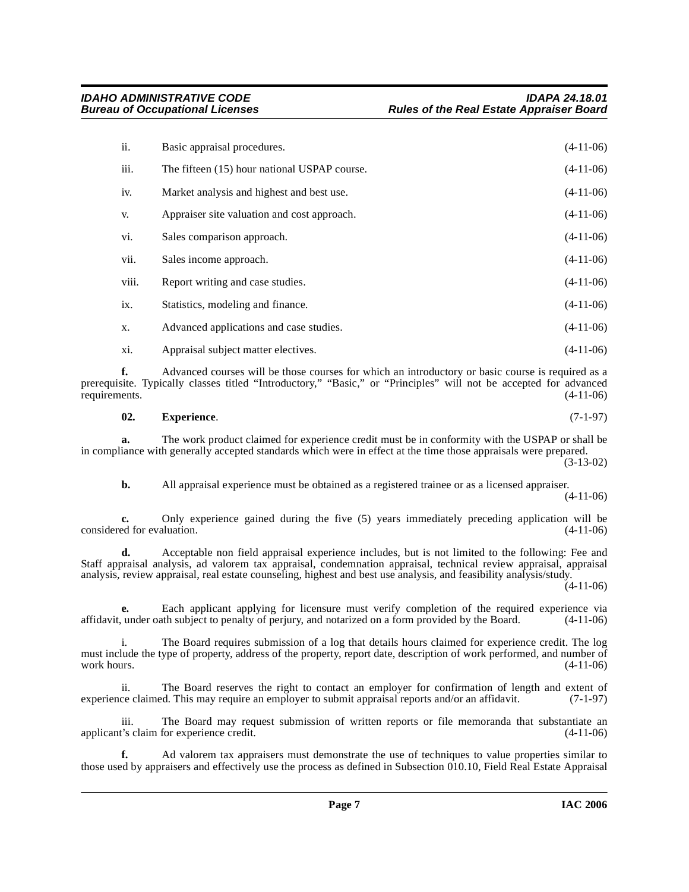ii. Basic appraisal procedures. (4-11-06)

iii. The fifteen (15) hour national USPAP course. (4-11-06)

iv. Market analysis and highest and best use. (4-11-06)

v. Appraiser site valuation and cost approach. (4-11-06)

vi. Sales comparison approach. (4-11-06)

vii. Sales income approach. (4-11-06)

viii. Report writing and case studies. (4-11-06)

ix. Statistics, modeling and finance. (4-11-06)

x. Advanced applications and case studies. (4-11-06)

xi. Appraisal subject matter electives. (4-11-06)

**f.** Advanced courses will be those courses for which an introductory or basic course is required as a prerequisite. Typically classes titled "Introductory," "Basic," or "Principles" will not be accepted for advanced requirements. (4-11-06)

**02. Experience**. (7-1-97)

**a.** The work product claimed for experience credit must be in conformity with the USPAP or shall be in compliance with generally accepted standards which were in effect at the time those appraisals were prepared. (3-13-02)

**b.** All appraisal experience must be obtained as a registered trainee or as a licensed appraiser. (4-11-06)

**c.** Only experience gained during the five (5) years immediately preceding application will be considered for evaluation. (4-11-06)

**d.** Acceptable non field appraisal experience includes, but is not limited to the following: Fee and Staff appraisal analysis, ad valorem tax appraisal, condemnation appraisal, technical review appraisal, appraisal analysis, review appraisal, real estate counseling, highest and best use analysis, and feasibility analysis/study. (4-11-06)

**e.** Each applicant applying for licensure must verify completion of the required experience via affidavit, under oath subject to penalty of perjury, and notarized on a form provided by the Board. (4-11-06)

i. The Board requires submission of a log that details hours claimed for experience credit. The log must include the type of property, address of the property, report date, description of work performed, and number of work hours. (4-11-06)

ii. The Board reserves the right to contact an employer for confirmation of length and extent of experience claimed. This may require an employer to submit appraisal reports and/or an affidavit. (7-1-97)

iii. The Board may request submission of written reports or file memoranda that substantiate an applicant's claim for experience credit. (4-11-06)

**f.** Ad valorem tax appraisers must demonstrate the use of techniques to value properties similar to those used by appraisers and effectively use the process as defined in Subsection 010.10, Field Real Estate Appraisal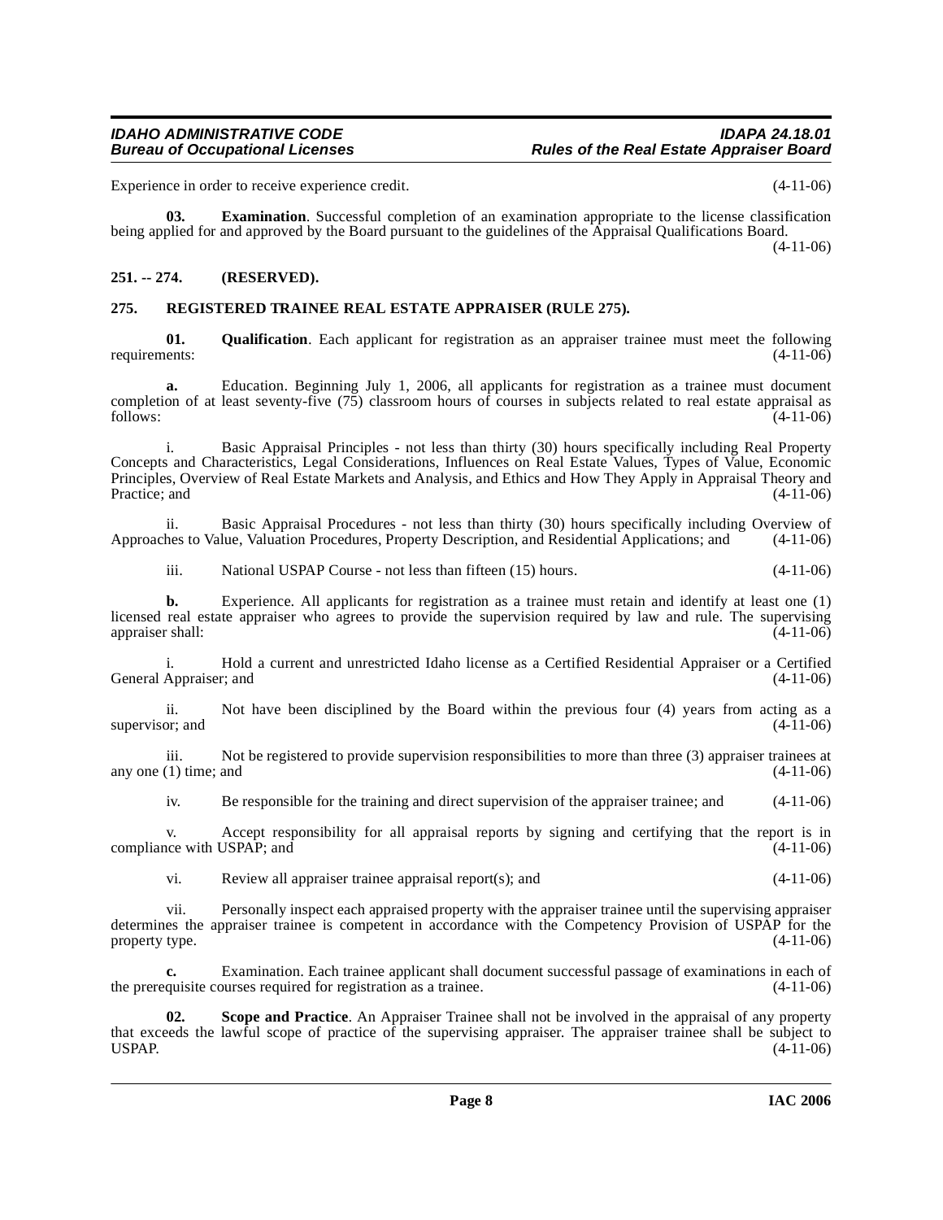Experience in order to receive experience credit. (4-11-06)

**03. Examination**. Successful completion of an examination appropriate to the license classification being applied for and approved by the Board pursuant to the guidelines of the Appraisal Qualifications Board. (4-11-06)

## 251. -- 274. (RESERVED).

## 275. REGISTERED TRAINEE REAL ESTATE APPRAISER (RULE 275).

**01. Qualification**. Each applicant for registration as an appraiser trainee must meet the following requirements: (4-11-06)

**a.** Education. Beginning July 1, 2006, all applicants for registration as a trainee must document completion of at least seventy-five (75) classroom hours of courses in subjects related to real estate appraisal as follows: (4-11-06)

i. Basic Appraisal Principles - not less than thirty (30) hours specifically including Real Property Concepts and Characteristics, Legal Considerations, Influences on Real Estate Values, Types of Value, Economic Principles, Overview of Real Estate Markets and Analysis, and Ethics and How They Apply in Appraisal Theory and Practice; and (4-11-06)

ii. Basic Appraisal Procedures - not less than thirty (30) hours specifically including Overview of Approaches to Value, Valuation Procedures, Property Description, and Residential Applications; and (4-11-06)

iii. National USPAP Course - not less than fifteen (15) hours. (4-11-06)

**b.** Experience. All applicants for registration as a trainee must retain and identify at least one (1) licensed real estate appraiser who agrees to provide the supervision required by law and rule. The supervising appraiser shall: (4-11-06)

i. Hold a current and unrestricted Idaho license as a Certified Residential Appraiser or a Certified General Appraiser; and (4-11-06)

ii. Not have been disciplined by the Board within the previous four (4) years from acting as a supervisor; and (4-11-06)

iii. Not be registered to provide supervision responsibilities to more than three (3) appraiser trainees at any one (1) time; and (4-11-06)

iv. Be responsible for the training and direct supervision of the appraiser trainee; and (4-11-06)

v. Accept responsibility for all appraisal reports by signing and certifying that the report is in compliance with USPAP; and (4-11-06)

vi. Review all appraiser trainee appraisal report(s); and (4-11-06)

vii. Personally inspect each appraised property with the appraiser trainee until the supervising appraiser determines the appraiser trainee is competent in accordance with the Competency Provision of USPAP for the property type. (4-11-06)

**c.** Examination. Each trainee applicant shall document successful passage of examinations in each of the prerequisite courses required for registration as a trainee. (4-11-06)

**02. Scope and Practice**. An Appraiser Trainee shall not be involved in the appraisal of any property that exceeds the lawful scope of practice of the supervising appraiser. The appraiser trainee shall be subject to USPAP. (4-11-06)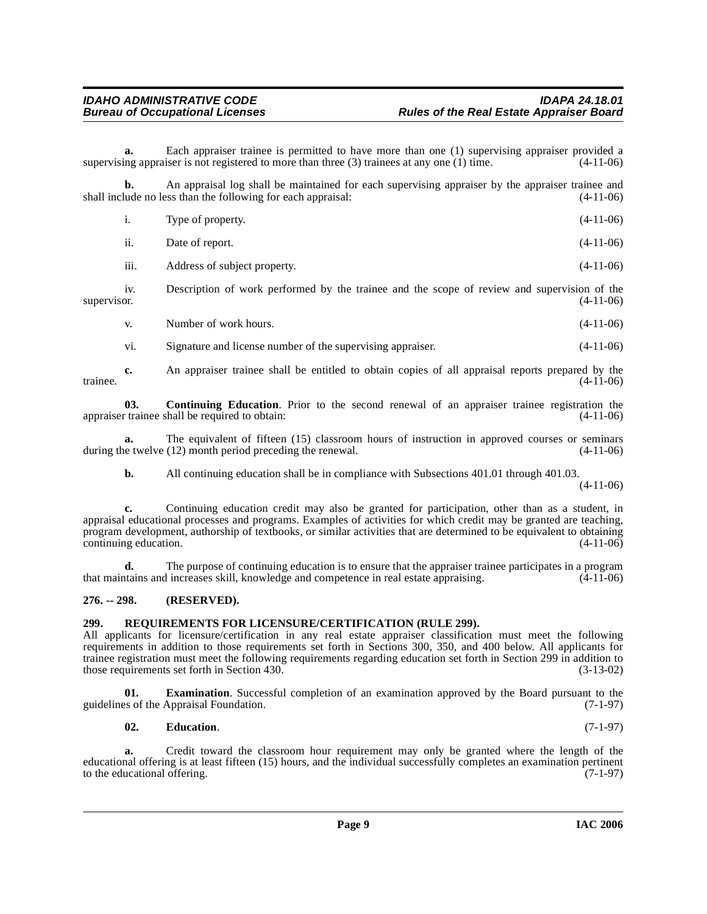**a.** Each appraiser trainee is permitted to have more than one (1) supervising appraiser provided a supervising appraiser is not registered to more than three (3) trainees at any one (1) time. (4-11-06)

**b.** An appraisal log shall be maintained for each supervising appraiser by the appraiser trainee and shall include no less than the following for each appraisal: (4-11-06)

i. Type of property. (4-11-06)

ii. Date of report. (4-11-06)

iii. Address of subject property. (4-11-06)

iv. Description of work performed by the trainee and the scope of review and supervision of the supervisor. (4-11-06)

v. Number of work hours. (4-11-06)

vi. Signature and license number of the supervising appraiser. (4-11-06)

**c.** An appraiser trainee shall be entitled to obtain copies of all appraisal reports prepared by the trainee. (4-11-06)

**03. Continuing Education**. Prior to the second renewal of an appraiser trainee registration the appraiser trainee shall be required to obtain: (4-11-06)

**a.** The equivalent of fifteen (15) classroom hours of instruction in approved courses or seminars during the twelve (12) month period preceding the renewal. (4-11-06)

**b.** All continuing education shall be in compliance with Subsections 401.01 through 401.03. (4-11-06)

**c.** Continuing education credit may also be granted for participation, other than as a student, in appraisal educational processes and programs. Examples of activities for which credit may be granted are teaching, program development, authorship of textbooks, or similar activities that are determined to be equivalent to obtaining continuing education. (4-11-06)

**d.** The purpose of continuing education is to ensure that the appraiser trainee participates in a program that maintains and increases skill, knowledge and competence in real estate appraising. (4-11-06)

## 276. -- 298. (RESERVED).

## 299. REQUIREMENTS FOR LICENSURE/CERTIFICATION (RULE 299).

All applicants for licensure/certification in any real estate appraiser classification must meet the following requirements in addition to those requirements set forth in Sections 300, 350, and 400 below. All applicants for trainee registration must meet the following requirements regarding education set forth in Section 299 in addition to those requirements set forth in Section 430. (3-13-02)

**01. Examination**. Successful completion of an examination approved by the Board pursuant to the guidelines of the Appraisal Foundation. (7-1-97)

**02. Education**. (7-1-97)

**a.** Credit toward the classroom hour requirement may only be granted where the length of the educational offering is at least fifteen (15) hours, and the individual successfully completes an examination pertinent to the educational offering. (7-1-97)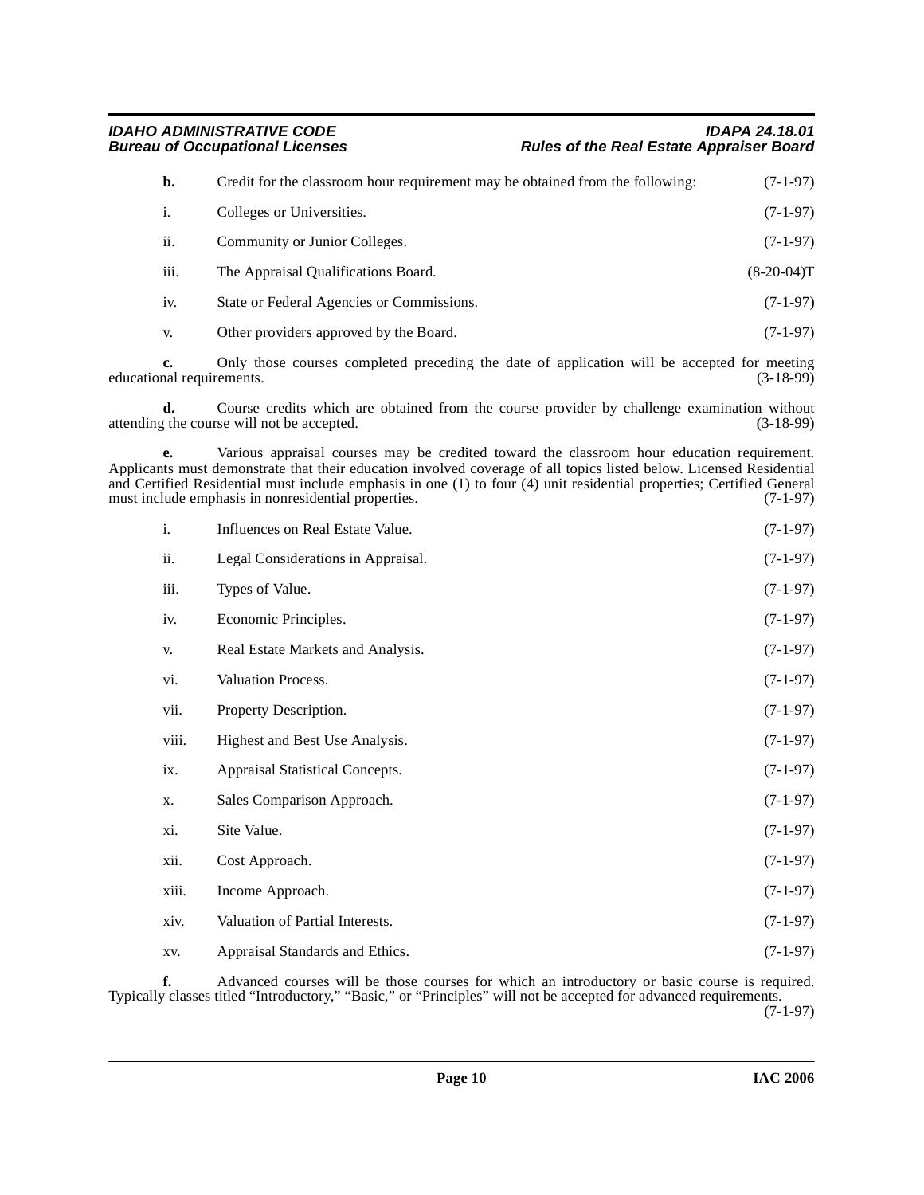**b.** Credit for the classroom hour requirement may be obtained from the following: (7-1-97)

i. Colleges or Universities. (7-1-97)

ii. Community or Junior Colleges. (7-1-97)

iii. The Appraisal Qualifications Board. (8-20-04)T

iv. State or Federal Agencies or Commissions. (7-1-97)

v. Other providers approved by the Board. (7-1-97)

**c.** Only those courses completed preceding the date of application will be accepted for meeting educational requirements. (3-18-99)

**d.** Course credits which are obtained from the course provider by challenge examination without attending the course will not be accepted. (3-18-99)

**e.** Various appraisal courses may be credited toward the classroom hour education requirement. Applicants must demonstrate that their education involved coverage of all topics listed below. Licensed Residential and Certified Residential must include emphasis in one (1) to four (4) unit residential properties; Certified General must include emphasis in nonresidential properties. (7-1-97)

i. Influences on Real Estate Value. (7-1-97)

ii. Legal Considerations in Appraisal. (7-1-97)

iii. Types of Value. (7-1-97)

iv. Economic Principles. (7-1-97)

v. Real Estate Markets and Analysis. (7-1-97)

vi. Valuation Process. (7-1-97)

vii. Property Description. (7-1-97)

viii. Highest and Best Use Analysis. (7-1-97)

ix. Appraisal Statistical Concepts. (7-1-97)

x. Sales Comparison Approach. (7-1-97)

xi. Site Value. (7-1-97)

xii. Cost Approach. (7-1-97)

xiii. Income Approach. (7-1-97)

xiv. Valuation of Partial Interests. (7-1-97)

xv. Appraisal Standards and Ethics. (7-1-97)

**f.** Advanced courses will be those courses for which an introductory or basic course is required. Typically classes titled "Introductory," "Basic," or "Principles" will not be accepted for advanced requirements. (7-1-97)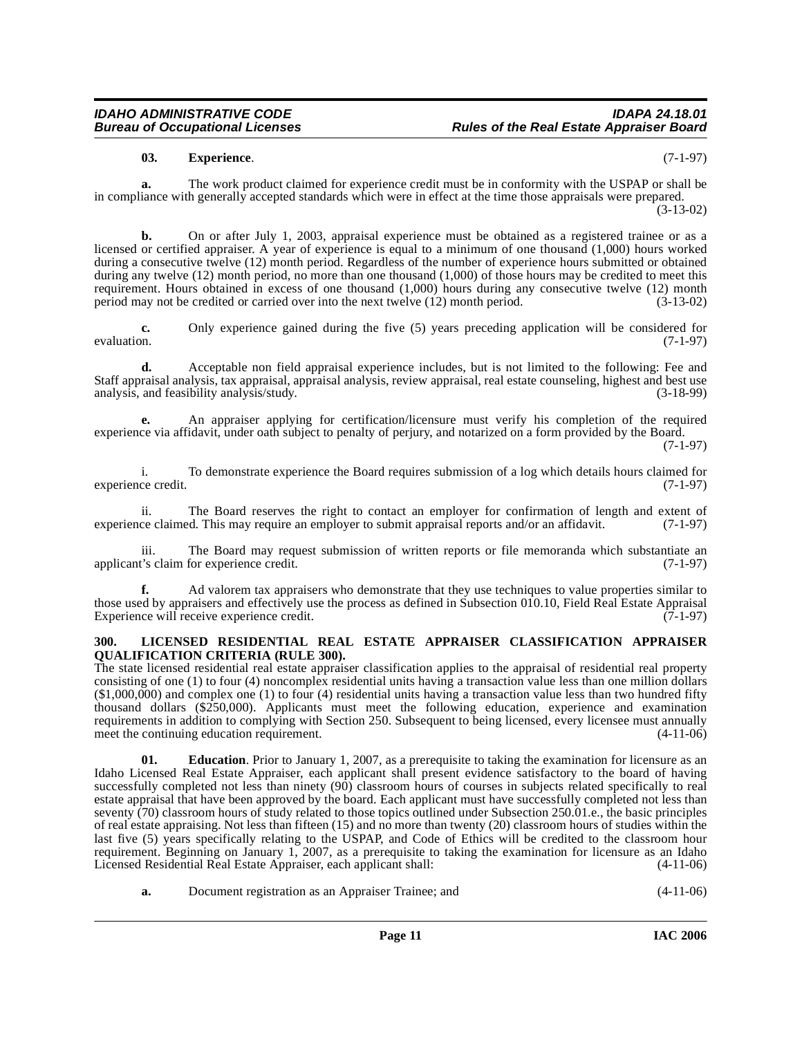**03. Experience**. (7-1-97)

**a.** The work product claimed for experience credit must be in conformity with the USPAP or shall be in compliance with generally accepted standards which were in effect at the time those appraisals were prepared. (3-13-02)

**b.** On or after July 1, 2003, appraisal experience must be obtained as a registered trainee or as a licensed or certified appraiser. A year of experience is equal to a minimum of one thousand (1,000) hours worked during a consecutive twelve (12) month period. Regardless of the number of experience hours submitted or obtained during any twelve (12) month period, no more than one thousand (1,000) of those hours may be credited to meet this requirement. Hours obtained in excess of one thousand (1,000) hours during any consecutive twelve (12) month period may not be credited or carried over into the next twelve (12) month period. (3-13-02)

**c.** Only experience gained during the five (5) years preceding application will be considered for evaluation. (7-1-97)

**d.** Acceptable non field appraisal experience includes, but is not limited to the following: Fee and Staff appraisal analysis, tax appraisal, appraisal analysis, review appraisal, real estate counseling, highest and best use analysis, and feasibility analysis/study. (3-18-99)

**e.** An appraiser applying for certification/licensure must verify his completion of the required experience via affidavit, under oath subject to penalty of perjury, and notarized on a form provided by the Board. (7-1-97)

i. To demonstrate experience the Board requires submission of a log which details hours claimed for experience credit. (7-1-97)

ii. The Board reserves the right to contact an employer for confirmation of length and extent of experience claimed. This may require an employer to submit appraisal reports and/or an affidavit. (7-1-97)

iii. The Board may request submission of written reports or file memoranda which substantiate an applicant's claim for experience credit. (7-1-97)

**f.** Ad valorem tax appraisers who demonstrate that they use techniques to value properties similar to those used by appraisers and effectively use the process as defined in Subsection 010.10, Field Real Estate Appraisal Experience will receive experience credit. (7-1-97)

**300. LICENSED RESIDENTIAL REAL ESTATE APPRAISER CLASSIFICATION APPRAISER QUALIFICATION CRITERIA (RULE 300).**

The state licensed residential real estate appraiser classification applies to the appraisal of residential real property consisting of one (1) to four (4) noncomplex residential units having a transaction value less than one million dollars ($1,000,000) and complex one (1) to four (4) residential units having a transaction value less than two hundred fifty thousand dollars ($250,000). Applicants must meet the following education, experience and examination requirements in addition to complying with Section 250. Subsequent to being licensed, every licensee must annually meet the continuing education requirement. (4-11-06)

**01. Education**. Prior to January 1, 2007, as a prerequisite to taking the examination for licensure as an Idaho Licensed Real Estate Appraiser, each applicant shall present evidence satisfactory to the board of having successfully completed not less than ninety (90) classroom hours of courses in subjects related specifically to real estate appraisal that have been approved by the board. Each applicant must have successfully completed not less than seventy (70) classroom hours of study related to those topics outlined under Subsection 250.01.e., the basic principles of real estate appraising. Not less than fifteen (15) and no more than twenty (20) classroom hours of studies within the last five (5) years specifically relating to the USPAP, and Code of Ethics will be credited to the classroom hour requirement. Beginning on January 1, 2007, as a prerequisite to taking the examination for licensure as an Idaho Licensed Residential Real Estate Appraiser, each applicant shall: (4-11-06)

**a.** Document registration as an Appraiser Trainee; and (4-11-06)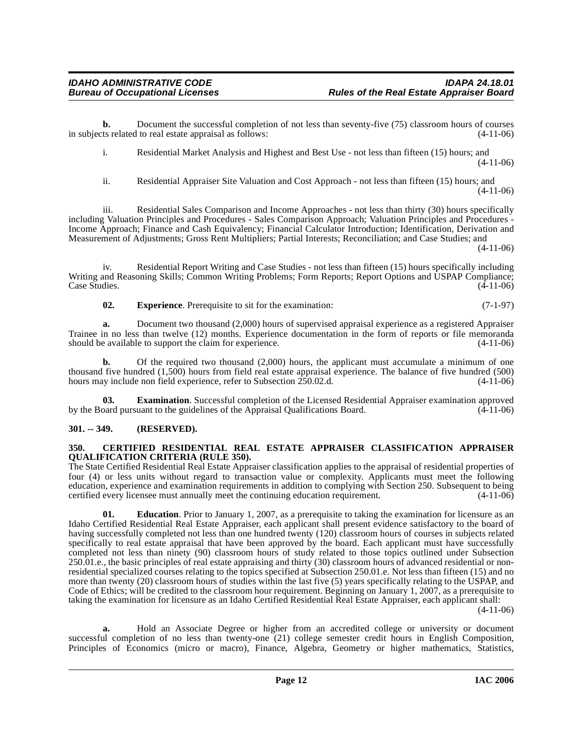**b.** Document the successful completion of not less than seventy-five (75) classroom hours of courses in subjects related to real estate appraisal as follows: (4-11-06)

i. Residential Market Analysis and Highest and Best Use - not less than fifteen (15) hours; and (4-11-06)

ii. Residential Appraiser Site Valuation and Cost Approach - not less than fifteen (15) hours; and (4-11-06)

iii. Residential Sales Comparison and Income Approaches - not less than thirty (30) hours specifically including Valuation Principles and Procedures - Sales Comparison Approach; Valuation Principles and Procedures - Income Approach; Finance and Cash Equivalency; Financial Calculator Introduction; Identification, Derivation and Measurement of Adjustments; Gross Rent Multipliers; Partial Interests; Reconciliation; and Case Studies; and (4-11-06)

iv. Residential Report Writing and Case Studies - not less than fifteen (15) hours specifically including Writing and Reasoning Skills; Common Writing Problems; Form Reports; Report Options and USPAP Compliance; Case Studies. (4-11-06)

**02. Experience**. Prerequisite to sit for the examination: (7-1-97)

**a.** Document two thousand (2,000) hours of supervised appraisal experience as a registered Appraiser Trainee in no less than twelve (12) months. Experience documentation in the form of reports or file memoranda should be available to support the claim for experience. (4-11-06)

**b.** Of the required two thousand (2,000) hours, the applicant must accumulate a minimum of one thousand five hundred (1,500) hours from field real estate appraisal experience. The balance of five hundred (500) hours may include non field experience, refer to Subsection 250.02.d. (4-11-06)

**03. Examination**. Successful completion of the Licensed Residential Appraiser examination approved by the Board pursuant to the guidelines of the Appraisal Qualifications Board. (4-11-06)

**301. -- 349. (RESERVED).**

**350. CERTIFIED RESIDENTIAL REAL ESTATE APPRAISER CLASSIFICATION APPRAISER QUALIFICATION CRITERIA (RULE 350).**

The State Certified Residential Real Estate Appraiser classification applies to the appraisal of residential properties of four (4) or less units without regard to transaction value or complexity. Applicants must meet the following education, experience and examination requirements in addition to complying with Section 250. Subsequent to being certified every licensee must annually meet the continuing education requirement. (4-11-06)

**01. Education**. Prior to January 1, 2007, as a prerequisite to taking the examination for licensure as an Idaho Certified Residential Real Estate Appraiser, each applicant shall present evidence satisfactory to the board of having successfully completed not less than one hundred twenty (120) classroom hours of courses in subjects related specifically to real estate appraisal that have been approved by the board. Each applicant must have successfully completed not less than ninety (90) classroom hours of study related to those topics outlined under Subsection 250.01.e., the basic principles of real estate appraising and thirty (30) classroom hours of advanced residential or non-residential specialized courses relating to the topics specified at Subsection 250.01.e. Not less than fifteen (15) and no more than twenty (20) classroom hours of studies within the last five (5) years specifically relating to the USPAP, and Code of Ethics; will be credited to the classroom hour requirement. Beginning on January 1, 2007, as a prerequisite to taking the examination for licensure as an Idaho Certified Residential Real Estate Appraiser, each applicant shall: (4-11-06)

**a.** Hold an Associate Degree or higher from an accredited college or university or document successful completion of no less than twenty-one (21) college semester credit hours in English Composition, Principles of Economics (micro or macro), Finance, Algebra, Geometry or higher mathematics, Statistics,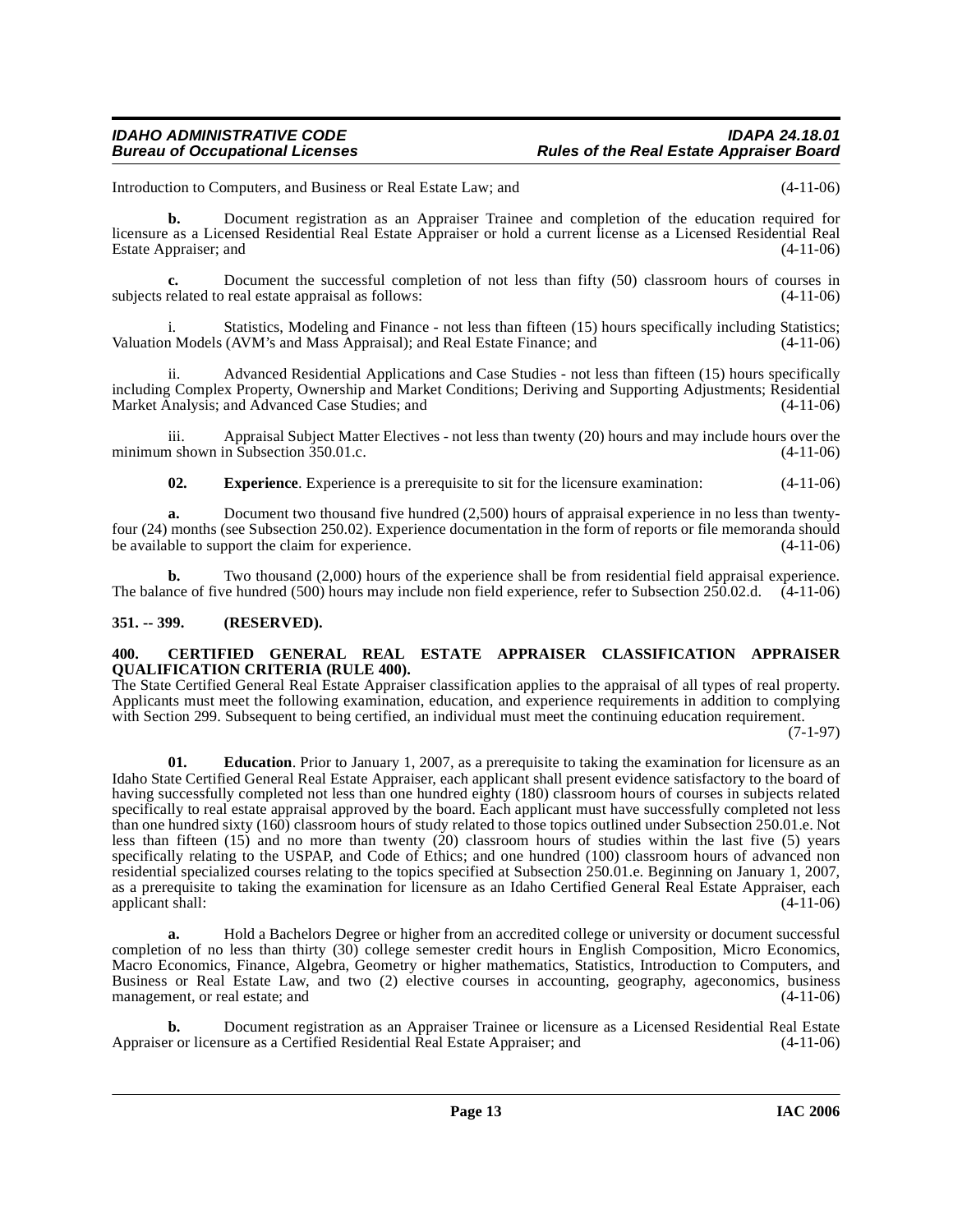Introduction to Computers, and Business or Real Estate Law; and (4-11-06)

**b.** Document registration as an Appraiser Trainee and completion of the education required for licensure as a Licensed Residential Real Estate Appraiser or hold a current license as a Licensed Residential Real Estate Appraiser; and (4-11-06)

**c.** Document the successful completion of not less than fifty (50) classroom hours of courses in subjects related to real estate appraisal as follows: (4-11-06)

i. Statistics, Modeling and Finance - not less than fifteen (15) hours specifically including Statistics; Valuation Models (AVM's and Mass Appraisal); and Real Estate Finance; and (4-11-06)

ii. Advanced Residential Applications and Case Studies - not less than fifteen (15) hours specifically including Complex Property, Ownership and Market Conditions; Deriving and Supporting Adjustments; Residential Market Analysis; and Advanced Case Studies; and (4-11-06)

iii. Appraisal Subject Matter Electives - not less than twenty (20) hours and may include hours over the minimum shown in Subsection 350.01.c. (4-11-06)

**02. Experience**. Experience is a prerequisite to sit for the licensure examination: (4-11-06)

**a.** Document two thousand five hundred (2,500) hours of appraisal experience in no less than twenty-four (24) months (see Subsection 250.02). Experience documentation in the form of reports or file memoranda should be available to support the claim for experience. (4-11-06)

**b.** Two thousand (2,000) hours of the experience shall be from residential field appraisal experience. The balance of five hundred (500) hours may include non field experience, refer to Subsection 250.02.d. (4-11-06)

## 351. -- 399. (RESERVED).

## 400. CERTIFIED GENERAL REAL ESTATE APPRAISER CLASSIFICATION APPRAISER QUALIFICATION CRITERIA (RULE 400).

The State Certified General Real Estate Appraiser classification applies to the appraisal of all types of real property. Applicants must meet the following examination, education, and experience requirements in addition to complying with Section 299. Subsequent to being certified, an individual must meet the continuing education requirement. (7-1-97)

**01. Education**. Prior to January 1, 2007, as a prerequisite to taking the examination for licensure as an Idaho State Certified General Real Estate Appraiser, each applicant shall present evidence satisfactory to the board of having successfully completed not less than one hundred eighty (180) classroom hours of courses in subjects related specifically to real estate appraisal approved by the board. Each applicant must have successfully completed not less than one hundred sixty (160) classroom hours of study related to those topics outlined under Subsection 250.01.e. Not less than fifteen (15) and no more than twenty (20) classroom hours of studies within the last five (5) years specifically relating to the USPAP, and Code of Ethics; and one hundred (100) classroom hours of advanced non residential specialized courses relating to the topics specified at Subsection 250.01.e. Beginning on January 1, 2007, as a prerequisite to taking the examination for licensure as an Idaho Certified General Real Estate Appraiser, each applicant shall: (4-11-06)

**a.** Hold a Bachelors Degree or higher from an accredited college or university or document successful completion of no less than thirty (30) college semester credit hours in English Composition, Micro Economics, Macro Economics, Finance, Algebra, Geometry or higher mathematics, Statistics, Introduction to Computers, and Business or Real Estate Law, and two (2) elective courses in accounting, geography, ageconomics, business management, or real estate; and (4-11-06)

**b.** Document registration as an Appraiser Trainee or licensure as a Licensed Residential Real Estate Appraiser or licensure as a Certified Residential Real Estate Appraiser; and (4-11-06)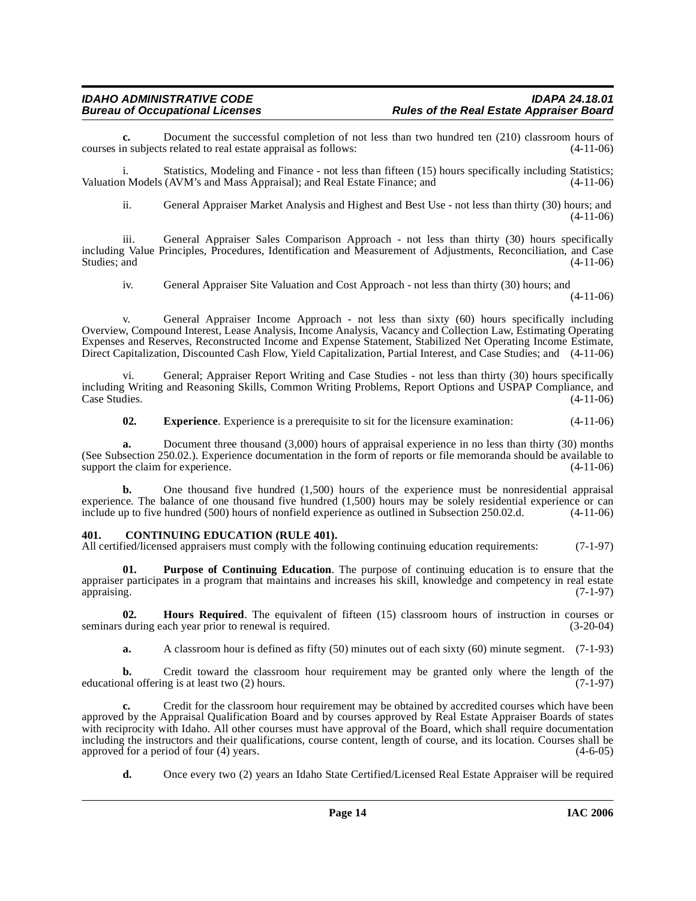**c.** Document the successful completion of not less than two hundred ten (210) classroom hours of courses in subjects related to real estate appraisal as follows: (4-11-06)

i. Statistics, Modeling and Finance - not less than fifteen (15) hours specifically including Statistics; Valuation Models (AVM's and Mass Appraisal); and Real Estate Finance; and (4-11-06)

ii. General Appraiser Market Analysis and Highest and Best Use - not less than thirty (30) hours; and (4-11-06)

iii. General Appraiser Sales Comparison Approach - not less than thirty (30) hours specifically including Value Principles, Procedures, Identification and Measurement of Adjustments, Reconciliation, and Case Studies; and (4-11-06)

iv. General Appraiser Site Valuation and Cost Approach - not less than thirty (30) hours; and (4-11-06)

v. General Appraiser Income Approach - not less than sixty (60) hours specifically including Overview, Compound Interest, Lease Analysis, Income Analysis, Vacancy and Collection Law, Estimating Operating Expenses and Reserves, Reconstructed Income and Expense Statement, Stabilized Net Operating Income Estimate, Direct Capitalization, Discounted Cash Flow, Yield Capitalization, Partial Interest, and Case Studies; and (4-11-06)

vi. General; Appraiser Report Writing and Case Studies - not less than thirty (30) hours specifically including Writing and Reasoning Skills, Common Writing Problems, Report Options and USPAP Compliance, and Case Studies. (4-11-06)

**02. Experience**. Experience is a prerequisite to sit for the licensure examination: (4-11-06)

**a.** Document three thousand (3,000) hours of appraisal experience in no less than thirty (30) months (See Subsection 250.02.). Experience documentation in the form of reports or file memoranda should be available to support the claim for experience. (4-11-06)

**b.** One thousand five hundred (1,500) hours of the experience must be nonresidential appraisal experience. The balance of one thousand five hundred (1,500) hours may be solely residential experience or can include up to five hundred (500) hours of nonfield experience as outlined in Subsection 250.02.d. (4-11-06)

### 401. CONTINUING EDUCATION (RULE 401).

All certified/licensed appraisers must comply with the following continuing education requirements: (7-1-97)

**01. Purpose of Continuing Education**. The purpose of continuing education is to ensure that the appraiser participates in a program that maintains and increases his skill, knowledge and competency in real estate appraising. (7-1-97)

**02. Hours Required**. The equivalent of fifteen (15) classroom hours of instruction in courses or seminars during each year prior to renewal is required. (3-20-04)

**a.** A classroom hour is defined as fifty (50) minutes out of each sixty (60) minute segment. (7-1-93)

**b.** Credit toward the classroom hour requirement may be granted only where the length of the educational offering is at least two (2) hours. (7-1-97)

**c.** Credit for the classroom hour requirement may be obtained by accredited courses which have been approved by the Appraisal Qualification Board and by courses approved by Real Estate Appraiser Boards of states with reciprocity with Idaho. All other courses must have approval of the Board, which shall require documentation including the instructors and their qualifications, course content, length of course, and its location. Courses shall be approved for a period of four (4) years. (4-6-05)

**d.** Once every two (2) years an Idaho State Certified/Licensed Real Estate Appraiser will be required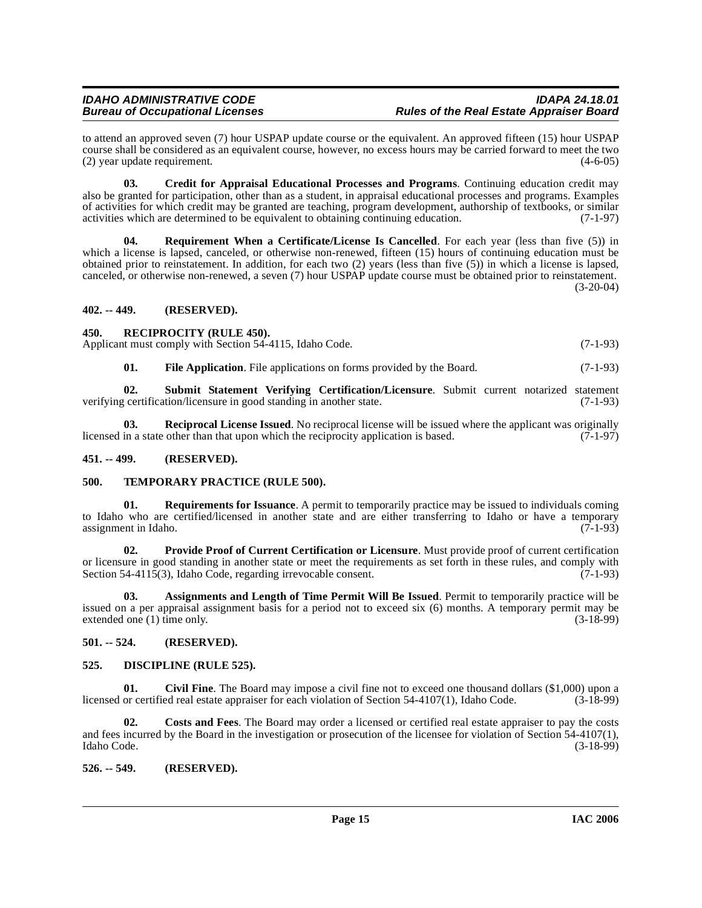to attend an approved seven (7) hour USPAP update course or the equivalent. An approved fifteen (15) hour USPAP course shall be considered as an equivalent course, however, no excess hours may be carried forward to meet the two (2) year update requirement. (4-6-05)

**03. Credit for Appraisal Educational Processes and Programs**. Continuing education credit may also be granted for participation, other than as a student, in appraisal educational processes and programs. Examples of activities for which credit may be granted are teaching, program development, authorship of textbooks, or similar activities which are determined to be equivalent to obtaining continuing education. (7-1-97)

**04. Requirement When a Certificate/License Is Cancelled**. For each year (less than five (5)) in which a license is lapsed, canceled, or otherwise non-renewed, fifteen (15) hours of continuing education must be obtained prior to reinstatement. In addition, for each two (2) years (less than five (5)) in which a license is lapsed, canceled, or otherwise non-renewed, a seven (7) hour USPAP update course must be obtained prior to reinstatement. (3-20-04)

**402. -- 449. (RESERVED).**

**450. RECIPROCITY (RULE 450).**

Applicant must comply with Section 54-4115, Idaho Code. (7-1-93)

**01. File Application**. File applications on forms provided by the Board. (7-1-93)

**02. Submit Statement Verifying Certification/Licensure**. Submit current notarized statement verifying certification/licensure in good standing in another state. (7-1-93)

**03. Reciprocal License Issued**. No reciprocal license will be issued where the applicant was originally licensed in a state other than that upon which the reciprocity application is based. (7-1-97)

**451. -- 499. (RESERVED).**

**500. TEMPORARY PRACTICE (RULE 500).**

**01. Requirements for Issuance**. A permit to temporarily practice may be issued to individuals coming to Idaho who are certified/licensed in another state and are either transferring to Idaho or have a temporary assignment in Idaho. (7-1-93)

**02. Provide Proof of Current Certification or Licensure**. Must provide proof of current certification or licensure in good standing in another state or meet the requirements as set forth in these rules, and comply with Section 54-4115(3), Idaho Code, regarding irrevocable consent. (7-1-93)

**03. Assignments and Length of Time Permit Will Be Issued**. Permit to temporarily practice will be issued on a per appraisal assignment basis for a period not to exceed six (6) months. A temporary permit may be extended one (1) time only. (3-18-99)

**501. -- 524. (RESERVED).**

**525. DISCIPLINE (RULE 525).**

**01. Civil Fine**. The Board may impose a civil fine not to exceed one thousand dollars ($1,000) upon a licensed or certified real estate appraiser for each violation of Section 54-4107(1), Idaho Code. (3-18-99)

**02. Costs and Fees**. The Board may order a licensed or certified real estate appraiser to pay the costs and fees incurred by the Board in the investigation or prosecution of the licensee for violation of Section 54-4107(1), Idaho Code. (3-18-99)

**526. -- 549. (RESERVED).**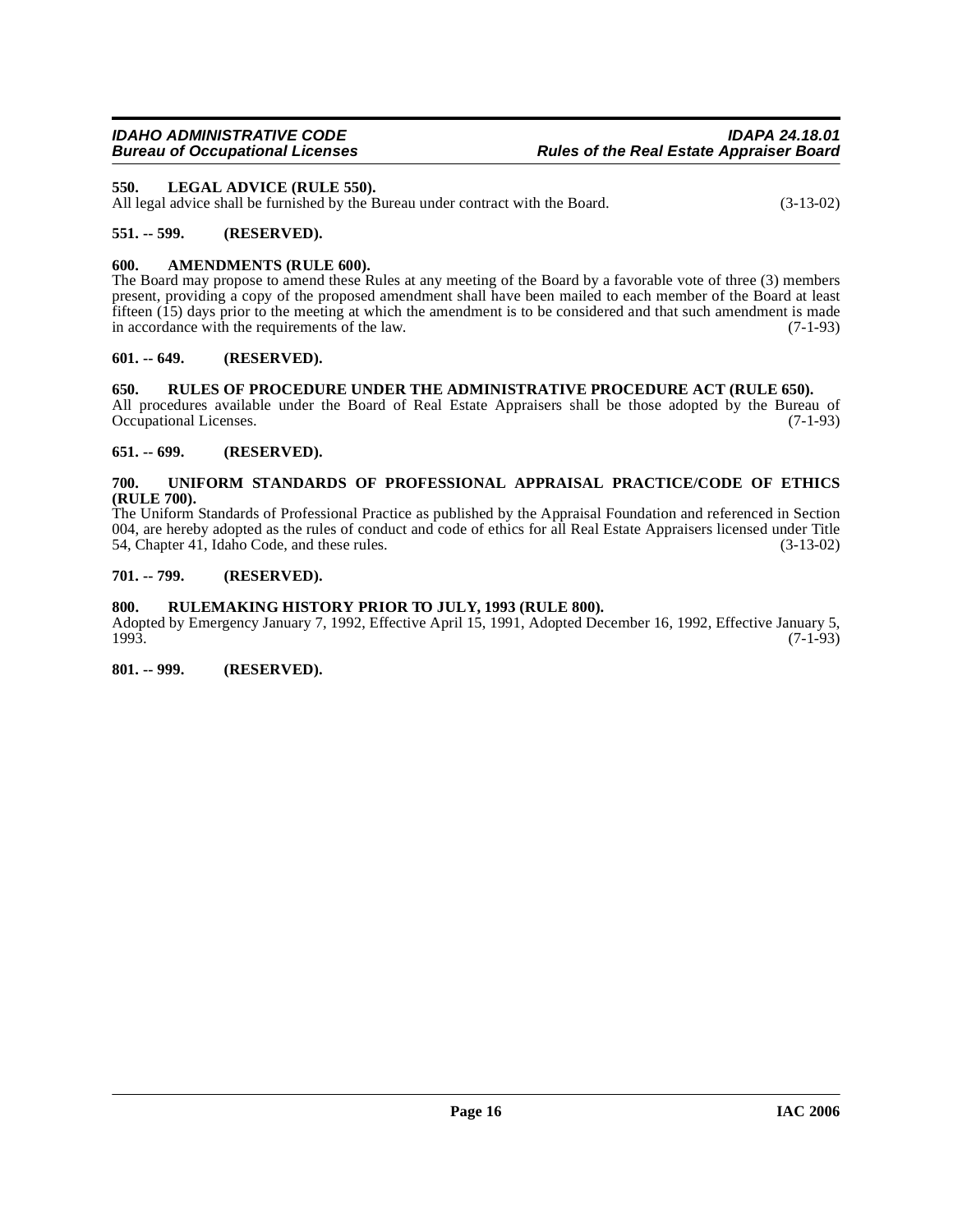### 550. LEGAL ADVICE (RULE 550).

All legal advice shall be furnished by the Bureau under contract with the Board. (3-13-02)

### 551. -- 599. (RESERVED).

### 600. AMENDMENTS (RULE 600).

The Board may propose to amend these Rules at any meeting of the Board by a favorable vote of three (3) members present, providing a copy of the proposed amendment shall have been mailed to each member of the Board at least fifteen (15) days prior to the meeting at which the amendment is to be considered and that such amendment is made in accordance with the requirements of the law. (7-1-93)

### 601. -- 649. (RESERVED).

### 650. RULES OF PROCEDURE UNDER THE ADMINISTRATIVE PROCEDURE ACT (RULE 650).

All procedures available under the Board of Real Estate Appraisers shall be those adopted by the Bureau of Occupational Licenses. (7-1-93)

### 651. -- 699. (RESERVED).

### 700. UNIFORM STANDARDS OF PROFESSIONAL APPRAISAL PRACTICE/CODE OF ETHICS (RULE 700).

The Uniform Standards of Professional Practice as published by the Appraisal Foundation and referenced in Section 004, are hereby adopted as the rules of conduct and code of ethics for all Real Estate Appraisers licensed under Title 54, Chapter 41, Idaho Code, and these rules. (3-13-02)

### 701. -- 799. (RESERVED).

### 800. RULEMAKING HISTORY PRIOR TO JULY, 1993 (RULE 800).

Adopted by Emergency January 7, 1992, Effective April 15, 1991, Adopted December 16, 1992, Effective January 5, 1993. (7-1-93)

### 801. -- 999. (RESERVED).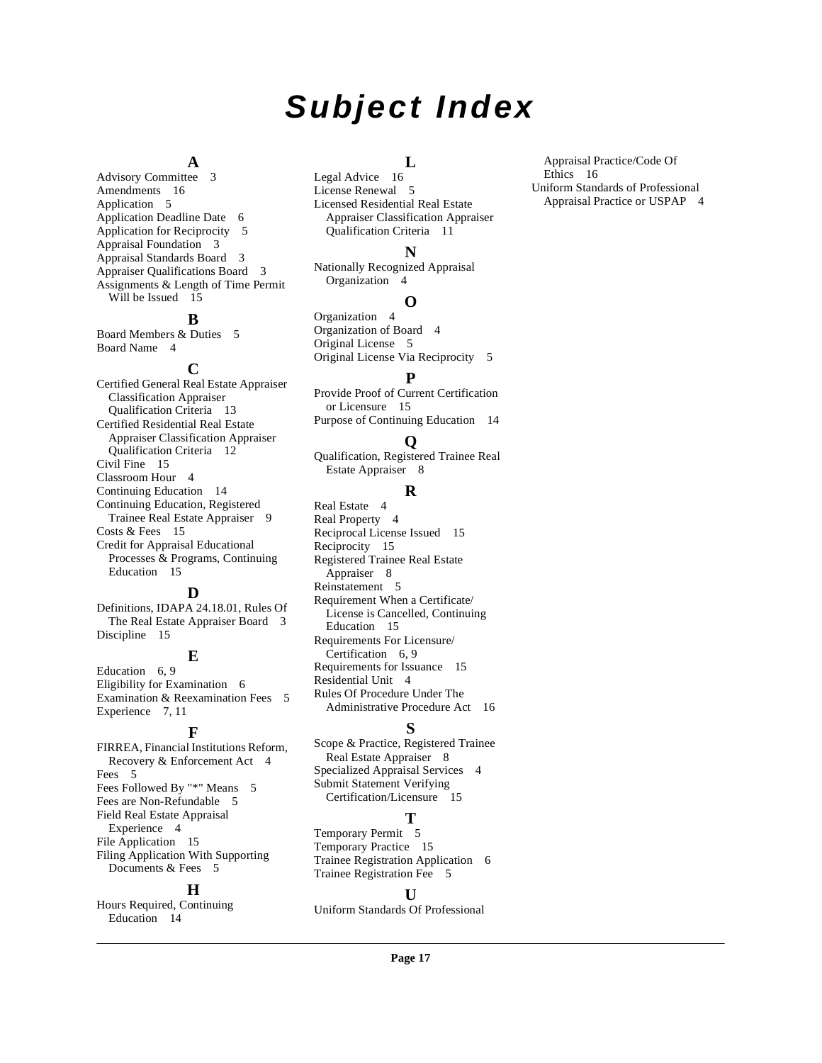# Subject Index

## A

Advisory Committee 3
Amendments 16
Application 5
Application Deadline Date 6
Application for Reciprocity 5
Appraisal Foundation 3
Appraisal Standards Board 3
Appraiser Qualifications Board 3
Assignments & Length of Time Permit Will be Issued 15

## B

Board Members & Duties 5
Board Name 4

## C

Certified General Real Estate Appraiser Classification Appraiser Qualification Criteria 13
Certified Residential Real Estate Appraiser Classification Appraiser Qualification Criteria 12
Civil Fine 15
Classroom Hour 4
Continuing Education 14
Continuing Education, Registered Trainee Real Estate Appraiser 9
Costs & Fees 15
Credit for Appraisal Educational Processes & Programs, Continuing Education 15

## D

Definitions, IDAPA 24.18.01, Rules Of The Real Estate Appraiser Board 3
Discipline 15

## E

Education 6, 9
Eligibility for Examination 6
Examination & Reexamination Fees 5
Experience 7, 11

## F

FIRREA, Financial Institutions Reform, Recovery & Enforcement Act 4
Fees 5
Fees Followed By "*" Means 5
Fees are Non-Refundable 5
Field Real Estate Appraisal Experience 4
File Application 15
Filing Application With Supporting Documents & Fees 5

## H

Hours Required, Continuing Education 14

## L

Legal Advice 16
License Renewal 5
Licensed Residential Real Estate Appraiser Classification Appraiser Qualification Criteria 11

## N

Nationally Recognized Appraisal Organization 4

## O

Organization 4
Organization of Board 4
Original License 5
Original License Via Reciprocity 5

## P

Provide Proof of Current Certification or Licensure 15
Purpose of Continuing Education 14

## Q

Qualification, Registered Trainee Real Estate Appraiser 8

## R

Real Estate 4
Real Property 4
Reciprocal License Issued 15
Reciprocity 15
Registered Trainee Real Estate Appraiser 8
Reinstatement 5
Requirement When a Certificate/ License is Cancelled, Continuing Education 15
Requirements For Licensure/ Certification 6, 9
Requirements for Issuance 15
Residential Unit 4
Rules Of Procedure Under The Administrative Procedure Act 16

## S

Scope & Practice, Registered Trainee Real Estate Appraiser 8
Specialized Appraisal Services 4
Submit Statement Verifying Certification/Licensure 15

## T

Temporary Permit 5
Temporary Practice 15
Trainee Registration Application 6
Trainee Registration Fee 5

## U

Uniform Standards Of Professional Appraisal Practice/Code Of Ethics 16
Uniform Standards of Professional Appraisal Practice or USPAP 4